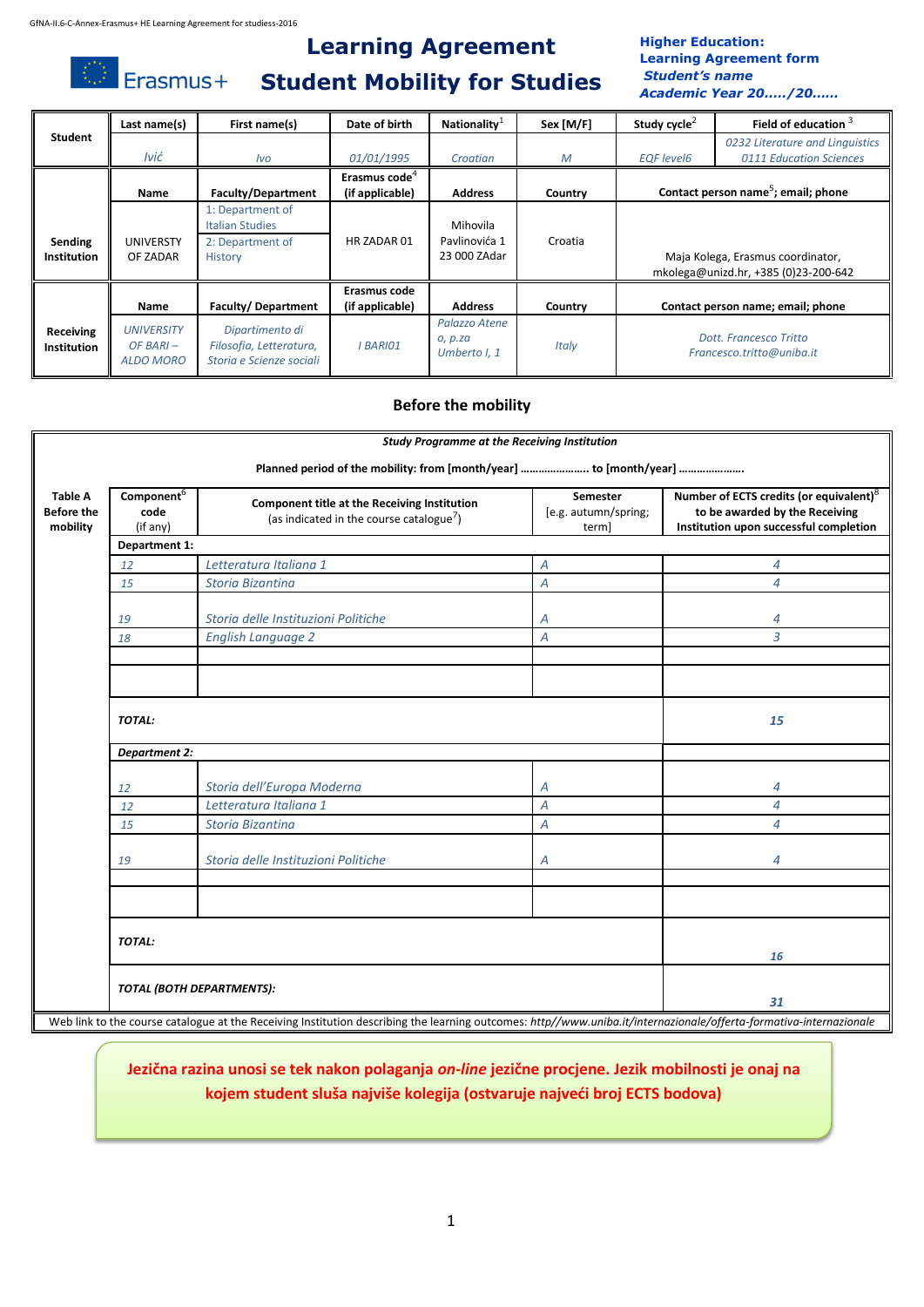GfNA-II.6-C-Annex-Erasmus+ HE Learning Agreement for studiess-2016

Erasmus+

# Learning Agreement
# Student Mobility for Studies

**Higher Education:**
**Learning Agreement form**
***Student's name***
***Academic Year 20…../20……***

| | Last name(s) | First name(s) | Date of birth | Nationality[1] | Sex [M/F] | Study cycle[2] | Field of education [3] |
|---|---|---|---|---|---|---|---|
| **Student** | *Ivić* | *Ivo* | *01/01/1995* | *Croatian* | *M* | *EQF level6* | *0232 Literature and Linguistics 0111 Education Sciences* |
| | **Name** | **Faculty/Department** | **Erasmus code[4] (if applicable)** | **Address** | **Country** | **Contact person name[5]; email; phone** | |
| **Sending Institution** | UNIVERSTY OF ZADAR | 1: Department of Italian Studies 2: Department of History | HR ZADAR 01 | Mihovila Pavlinovića 1 23 000 ZAdar | Croatia | Maja Kolega, Erasmus coordinator, mkolega@unizd.hr, +385 (0)23-200-642 | |
| | **Name** | **Faculty/ Department** | **Erasmus code (if applicable)** | **Address** | **Country** | **Contact person name; email; phone** | |
| **Receiving Institution** | *UNIVERSITY OF BARI – ALDO MORO* | *Dipartimento di Filosofia, Letteratura, Storia e Scienze sociali* | *I BARI01* | *Palazzo Ateneo, p.za Umberto I, 1* | *Italy* | *Dott. Francesco Tritto Francesco.tritto@uniba.it* | |

## Before the mobility

***Study Programme at the Receiving Institution***

**Planned period of the mobility: from [month/year] …………………. to [month/year] ………………….**

| **Table A Before the mobility** | **Component[6] code (if any)** | **Component title at the Receiving Institution** (as indicated in the course catalogue[7]) | **Semester** [e.g. autumn/spring; term] | **Number of ECTS credits (or equivalent)[8] to be awarded by the Receiving Institution upon successful completion** |
|---|---|---|---|---|
| | **Department 1:** | | | |
| | *12* | *Letteratura Italiana 1* | *A* | *4* |
| | *15* | *Storia Bizantina* | *A* | *4* |
| | *19* | *Storia delle Instituzioni Politiche* | *A* | *4* |
| | *18* | *English Language 2* | *A* | *3* |
| | | | | |
| | | | | |
| | ***TOTAL:*** | | | ***15*** |
| | ***Department 2:*** | | | |
| | *12* | *Storia dell'Europa Moderna* | *A* | *4* |
| | *12* | *Letteratura Italiana 1* | *A* | *4* |
| | *15* | *Storia Bizantina* | *A* | *4* |
| | *19* | *Storia delle Instituzioni Politiche* | *A* | *4* |
| | | | | |
| | | | | |
| | ***TOTAL:*** | | | ***16*** |
| | ***TOTAL (BOTH DEPARTMENTS):*** | | | ***31*** |

Web link to the course catalogue at the Receiving Institution describing the learning outcomes: *http//www.uniba.it/internazionale/offerta-formativa-internazionale*

**Jezična razina unosi se tek nakon polaganja *on-line* jezične procjene. Jezik mobilnosti je onaj na kojem student sluša najviše kolegija (ostvaruje najveći broj ECTS bodova)**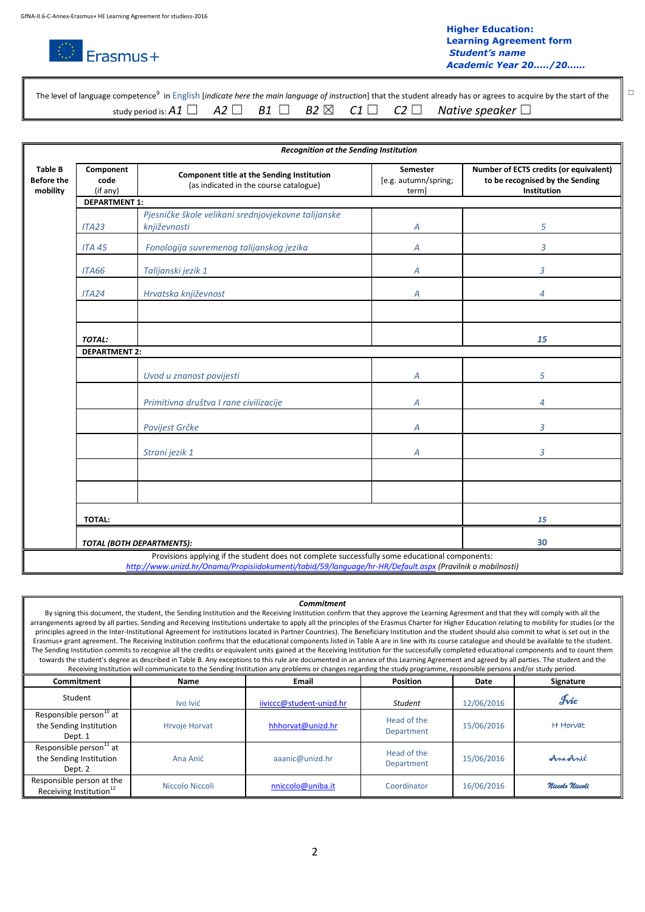GfNA-II.6-C-Annex-Erasmus+ HE Learning Agreement for studiess-2016

Erasmus+

**Higher Education:**
**Learning Agreement form**
***Student's name***
***Academic Year 20…../20……***

The level of language competence[9] in English [*indicate here the main language of instruction*] that the student already has or agrees to acquire by the start of the study period is: *A1* ☐ *A2* ☐ *B1* ☐ *B2* ☒ *C1* ☐ *C2* ☐ *Native speaker* ☐

| Table B Before the mobility | *Recognition at the Sending Institution* | | | |
|---|---|---|---|---|
| | **Component code** (if any) | **Component title at the Sending Institution** (as indicated in the course catalogue) | **Semester** [e.g. autumn/spring; term] | **Number of ECTS credits (or equivalent) to be recognised by the Sending Institution** |
| | **DEPARTMENT 1:** | | | |
| | *ITA23* | *Pjesničke škole velikani srednjovjekovne talijanske književnosti* | *A* | *5* |
| | *ITA 45* | *Fonologija suvremenog talijanskog jezika* | *A* | *3* |
| | *ITA66* | *Talijanski jezik 1* | *A* | *3* |
| | *ITA24* | *Hrvatska književnost* | *A* | *4* |
| | | | | |
| | ***TOTAL:*** | | | ***15*** |
| | **DEPARTMENT 2:** | | | |
| | | *Uvod u znanost povijesti* | *A* | *5* |
| | | *Primitivna društva I rane civilizacije* | *A* | *4* |
| | | *Povijest Grčke* | *A* | *3* |
| | | *Strani jezik 1* | *A* | *3* |
| | | | | |
| | | | | |
| | **TOTAL:** | | | ***15*** |
| | ***TOTAL (BOTH DEPARTMENTS):*** | | | **30** |

Provisions applying if the student does not complete successfully some educational components: *http://www.unizd.hr/Onama/Propisiidokumenti/tabid/59/language/hr-HR/Default.aspx (Pravilnik o mobilnosti)*

***Commitment***

By signing this document, the student, the Sending Institution and the Receiving Institution confirm that they approve the Learning Agreement and that they will comply with all the arrangements agreed by all parties. Sending and Receiving Institutions undertake to apply all the principles of the Erasmus Charter for Higher Education relating to mobility for studies (or the principles agreed in the Inter-Institutional Agreement for institutions located in Partner Countries). The Beneficiary Institution and the student should also commit to what is set out in the Erasmus+ grant agreement. The Receiving Institution confirms that the educational components listed in Table A are in line with its course catalogue and should be available to the student. The Sending Institution commits to recognise all the credits or equivalent units gained at the Receiving Institution for the successfully completed educational components and to count them towards the student's degree as described in Table B. Any exceptions to this rule are documented in an annex of this Learning Agreement and agreed by all parties. The student and the Receiving Institution will communicate to the Sending Institution any problems or changes regarding the study programme, responsible persons and/or study period.

| Commitment | Name | Email | Position | Date | Signature |
|---|---|---|---|---|---|
| Student | Ivo Ivić | iivicc@student-unizd.hr | *Student* | 12/06/2016 | *Ivic* |
| Responsible person[10] at the Sending Institution Dept. 1 | Hrvoje Horvat | hhhorvat@unizd.hr | Head of the Department | 15/06/2016 | H Horvat |
| Responsible person[11] at the Sending Institution Dept. 2 | Ana Anić | aaanic@unizd.hr | Head of the Department | 15/06/2016 | *Ana Anić* |
| Responsible person at the Receiving Institution[12] | Niccolo Niccoli | nniccolo@uniba.it | Coordinator | 16/06/2016 | *Niccolo Niccoli* |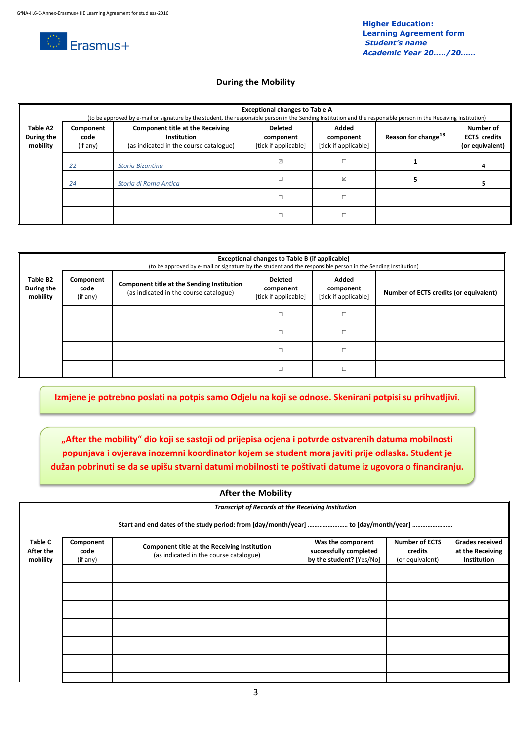**Higher Education:**
**Learning Agreement form**
***Student's name***
***Academic Year 20…../20……***

## During the Mobility

| Table A2 During the mobility | Exceptional changes to Table A (to be approved by e-mail or signature by the student, the responsible person in the Sending Institution and the responsible person in the Receiving Institution) | | | | | |
|---|---|---|---|---|---|---|
| | **Component code** (if any) | **Component title at the Receiving Institution** (as indicated in the course catalogue) | **Deleted component** [tick if applicable] | **Added component** [tick if applicable] | **Reason for change**[13] | **Number of ECTS credits (or equivalent)** |
| | *22* | *Storia Bizantina* | ☒ | ☐ | **1** | **4** |
| | *24* | *Storia di Roma Antica* | ☐ | ☒ | **5** | **5** |
| | | | ☐ | ☐ | | |
| | | | ☐ | ☐ | | |

| Table B2 During the mobility | Exceptional changes to Table B (if applicable) (to be approved by e-mail or signature by the student and the responsible person in the Sending Institution) | | | | |
|---|---|---|---|---|---|
| | **Component code** (if any) | **Component title at the Sending Institution** (as indicated in the course catalogue) | **Deleted component** [tick if applicable] | **Added component** [tick if applicable] | **Number of ECTS credits (or equivalent)** |
| | | | ☐ | ☐ | |
| | | | ☐ | ☐ | |
| | | | ☐ | ☐ | |
| | | | ☐ | ☐ | |

**Izmjene je potrebno poslati na potpis samo Odjelu na koji se odnose. Skenirani potpisi su prihvatljivi.**

**„After the mobility" dio koji se sastoji od prijepisa ocjena i potvrde ostvarenih datuma mobilnosti popunjava i ovjerava inozemni koordinator kojem se student mora javiti prije odlaska. Student je dužan pobrinuti se da se upišu stvarni datumi mobilnosti te poštivati datume iz ugovora o financiranju.**

## After the Mobility

***Transcript of Records at the Receiving Institution***

**Start and end dates of the study period: from [day/month/year] …………………… to [day/month/year] ……………………**

| Table C After the mobility | **Component code** (if any) | **Component title at the Receiving Institution** (as indicated in the course catalogue) | **Was the component successfully completed by the student? [Yes/No]** | **Number of ECTS credits** (or equivalent) | **Grades received at the Receiving Institution** |
|---|---|---|---|---|---|
| | | | | | |
| | | | | | |
| | | | | | |
| | | | | | |
| | | | | | |
| | | | | | |
| | | | | | |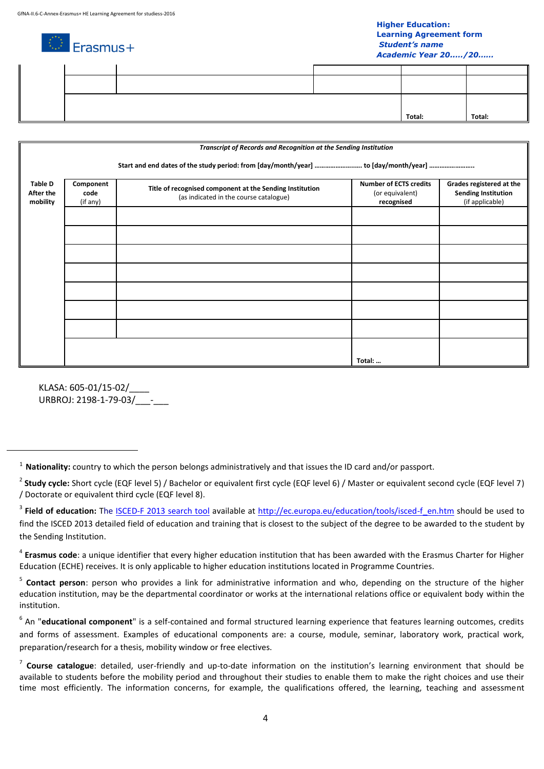GfNA-II.6-C-Annex-Erasmus+ HE Learning Agreement for studiess-2016

**Higher Education:**
**Learning Agreement form**
***Student's name***
***Academic Year 20...../20......***

| | | | | | |
|---|---|---|---|---|---|
| | | | | | |
| | | | | Total: | Total: |

| Transcript of Records and Recognition at the Sending Institution | | | | |
|---|---|---|---|---|
| Start and end dates of the study period: from [day/month/year] .......................... to [day/month/year] ......................... | | | | |
| **Table D After the mobility** | **Component code** (if any) | **Title of recognised component at the Sending Institution** (as indicated in the course catalogue) | **Number of ECTS credits** (or equivalent) **recognised** | **Grades registered at the Sending Institution** (if applicable) |
| | | | | |
| | | | | |
| | | | | |
| | | | | |
| | | | | |
| | | | | |
| | | | | |
| | | | Total: ... | |

KLASA: 605-01/15-02/____
URBROJ: 2198-1-79-03/___-___

---

[1] **Nationality:** country to which the person belongs administratively and that issues the ID card and/or passport.

[2] **Study cycle:** Short cycle (EQF level 5) / Bachelor or equivalent first cycle (EQF level 6) / Master or equivalent second cycle (EQF level 7) / Doctorate or equivalent third cycle (EQF level 8).

[3] **Field of education:** The ISCED-F 2013 search tool available at http://ec.europa.eu/education/tools/isced-f_en.htm should be used to find the ISCED 2013 detailed field of education and training that is closest to the subject of the degree to be awarded to the student by the Sending Institution.

[4] **Erasmus code**: a unique identifier that every higher education institution that has been awarded with the Erasmus Charter for Higher Education (ECHE) receives. It is only applicable to higher education institutions located in Programme Countries.

[5] **Contact person**: person who provides a link for administrative information and who, depending on the structure of the higher education institution, may be the departmental coordinator or works at the international relations office or equivalent body within the institution.

[6] An "**educational component**" is a self-contained and formal structured learning experience that features learning outcomes, credits and forms of assessment. Examples of educational components are: a course, module, seminar, laboratory work, practical work, preparation/research for a thesis, mobility window or free electives.

[7] **Course catalogue**: detailed, user-friendly and up-to-date information on the institution's learning environment that should be available to students before the mobility period and throughout their studies to enable them to make the right choices and use their time most efficiently. The information concerns, for example, the qualifications offered, the learning, teaching and assessment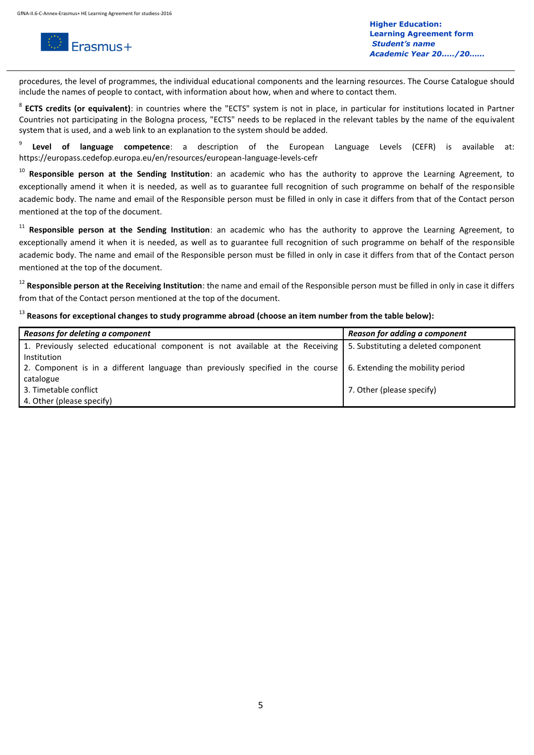procedures, the level of programmes, the individual educational components and the learning resources. The Course Catalogue should include the names of people to contact, with information about how, when and where to contact them.

[8] **ECTS credits (or equivalent)**: in countries where the "ECTS" system is not in place, in particular for institutions located in Partner Countries not participating in the Bologna process, "ECTS" needs to be replaced in the relevant tables by the name of the equivalent system that is used, and a web link to an explanation to the system should be added.

[9] **Level of language competence**: a description of the European Language Levels (CEFR) is available at: https://europass.cedefop.europa.eu/en/resources/european-language-levels-cefr

[10] **Responsible person at the Sending Institution**: an academic who has the authority to approve the Learning Agreement, to exceptionally amend it when it is needed, as well as to guarantee full recognition of such programme on behalf of the responsible academic body. The name and email of the Responsible person must be filled in only in case it differs from that of the Contact person mentioned at the top of the document.

[11] **Responsible person at the Sending Institution**: an academic who has the authority to approve the Learning Agreement, to exceptionally amend it when it is needed, as well as to guarantee full recognition of such programme on behalf of the responsible academic body. The name and email of the Responsible person must be filled in only in case it differs from that of the Contact person mentioned at the top of the document.

[12] **Responsible person at the Receiving Institution**: the name and email of the Responsible person must be filled in only in case it differs from that of the Contact person mentioned at the top of the document.

[13] **Reasons for exceptional changes to study programme abroad (choose an item number from the table below):**

| ***Reasons for deleting a component*** | ***Reason for adding a component*** |
|---|---|
| 1. Previously selected educational component is not available at the Receiving Institution | 5. Substituting a deleted component |
| 2. Component is in a different language than previously specified in the course catalogue | 6. Extending the mobility period |
| 3. Timetable conflict | 7. Other (please specify) |
| 4. Other (please specify) | |